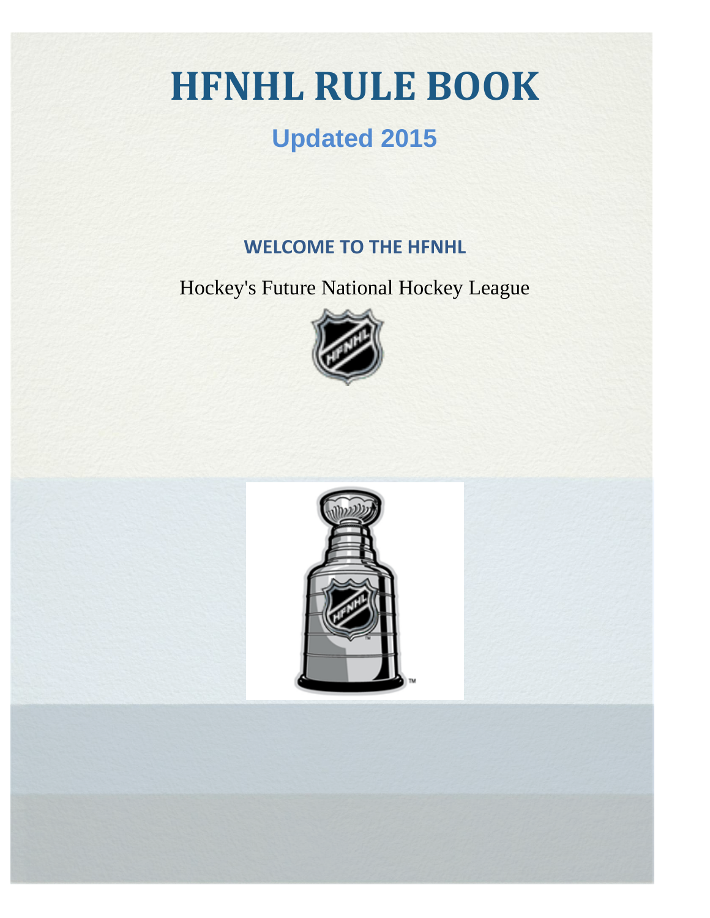# HFNHL RULE BOOK

## Updated 2015

### WELCOME TO THE HFNHL

Hockey's Future National Hockey League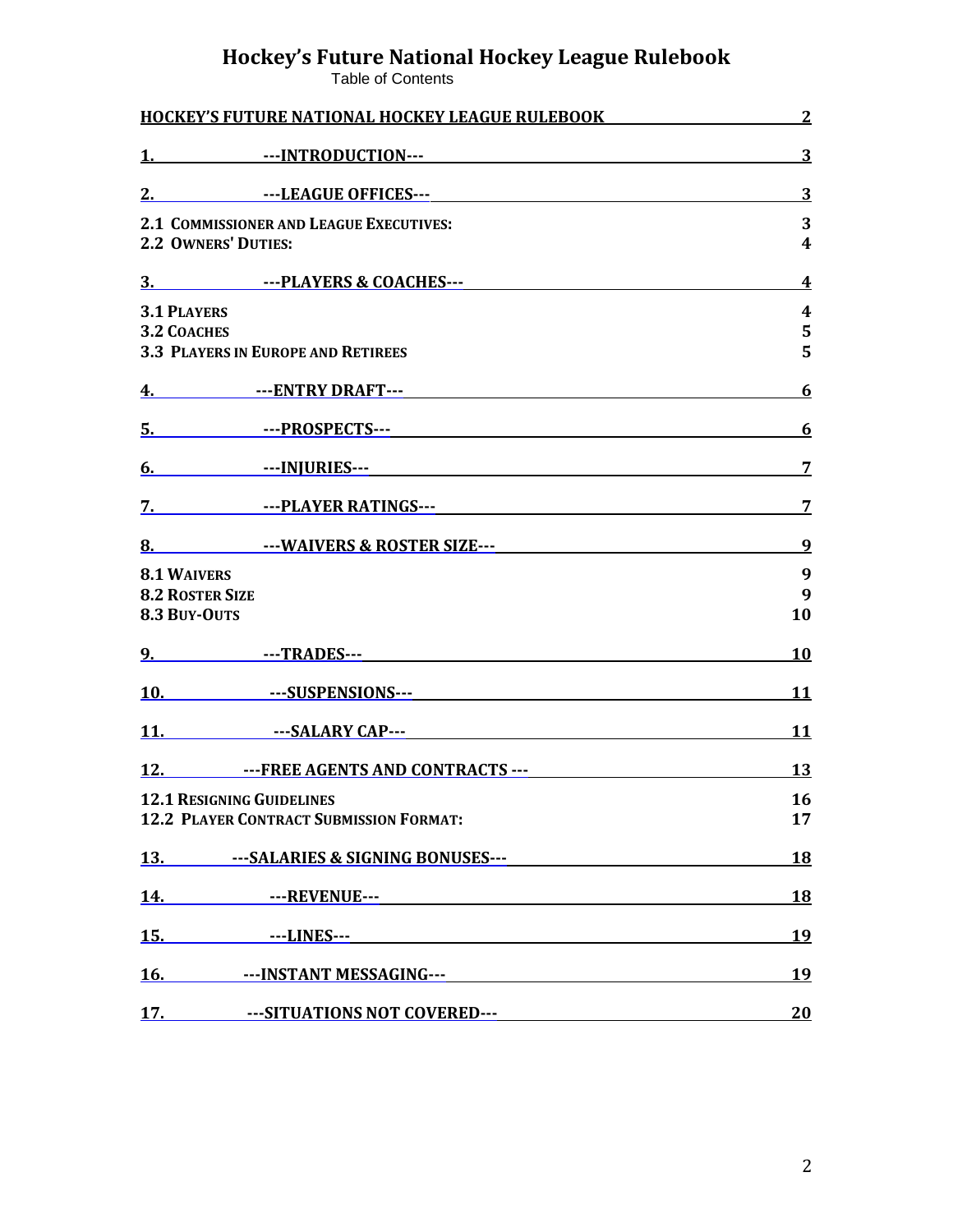# Hockey's Future National Hockey League Rulebook

Table of Contents

| | | |
|---|---|---|
| **HOCKEY'S FUTURE NATIONAL HOCKEY LEAGUE RULEBOOK** | | **2** |
| **1.** | **---INTRODUCTION---** | **3** |
| **2.** | **---LEAGUE OFFICES---** | **3** |
| **2.1 COMMISSIONER AND LEAGUE EXECUTIVES:** | | **3** |
| **2.2 OWNERS' DUTIES:** | | **4** |
| **3.** | **---PLAYERS & COACHES---** | **4** |
| **3.1 PLAYERS** | | **4** |
| **3.2 COACHES** | | **5** |
| **3.3 PLAYERS IN EUROPE AND RETIREES** | | **5** |
| **4.** | **---ENTRY DRAFT---** | **6** |
| **5.** | **---PROSPECTS---** | **6** |
| **6.** | **---INJURIES---** | **7** |
| **7.** | **---PLAYER RATINGS---** | **7** |
| **8.** | **---WAIVERS & ROSTER SIZE---** | **9** |
| **8.1 WAIVERS** | | **9** |
| **8.2 ROSTER SIZE** | | **9** |
| **8.3 BUY-OUTS** | | **10** |
| **9.** | **---TRADES---** | **10** |
| **10.** | **---SUSPENSIONS---** | **11** |
| **11.** | **---SALARY CAP---** | **11** |
| **12.** | **---FREE AGENTS AND CONTRACTS ---** | **13** |
| **12.1 RESIGNING GUIDELINES** | | **16** |
| **12.2 PLAYER CONTRACT SUBMISSION FORMAT:** | | **17** |
| **13.** | **---SALARIES & SIGNING BONUSES---** | **18** |
| **14.** | **---REVENUE---** | **18** |
| **15.** | **---LINES---** | **19** |
| **16.** | **---INSTANT MESSAGING---** | **19** |
| **17.** | **---SITUATIONS NOT COVERED---** | **20** |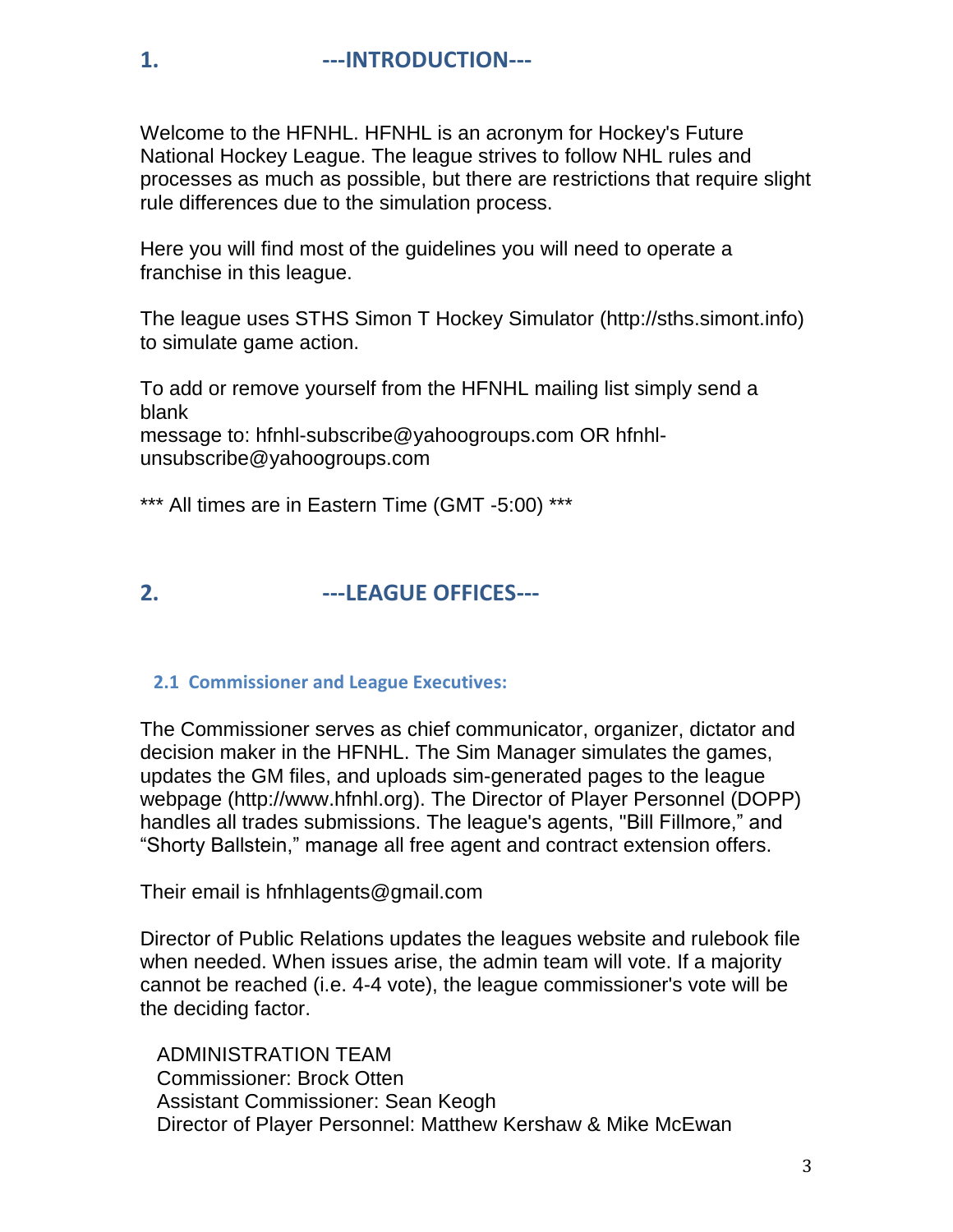# 1. ---INTRODUCTION---

Welcome to the HFNHL. HFNHL is an acronym for Hockey's Future National Hockey League. The league strives to follow NHL rules and processes as much as possible, but there are restrictions that require slight rule differences due to the simulation process.

Here you will find most of the guidelines you will need to operate a franchise in this league.

The league uses STHS Simon T Hockey Simulator (http://sths.simont.info) to simulate game action.

To add or remove yourself from the HFNHL mailing list simply send a blank
message to: hfnhl-subscribe@yahoogroups.com OR hfnhl-unsubscribe@yahoogroups.com

*** All times are in Eastern Time (GMT -5:00) ***

# 2. ---LEAGUE OFFICES---

## 2.1 Commissioner and League Executives:

The Commissioner serves as chief communicator, organizer, dictator and decision maker in the HFNHL. The Sim Manager simulates the games, updates the GM files, and uploads sim-generated pages to the league webpage (http://www.hfnhl.org). The Director of Player Personnel (DOPP) handles all trades submissions. The league's agents, "Bill Fillmore," and "Shorty Ballstein," manage all free agent and contract extension offers.

Their email is hfnhlagents@gmail.com

Director of Public Relations updates the leagues website and rulebook file when needed. When issues arise, the admin team will vote. If a majority cannot be reached (i.e. 4-4 vote), the league commissioner's vote will be the deciding factor.

ADMINISTRATION TEAM
Commissioner: Brock Otten
Assistant Commissioner: Sean Keogh
Director of Player Personnel: Matthew Kershaw & Mike McEwan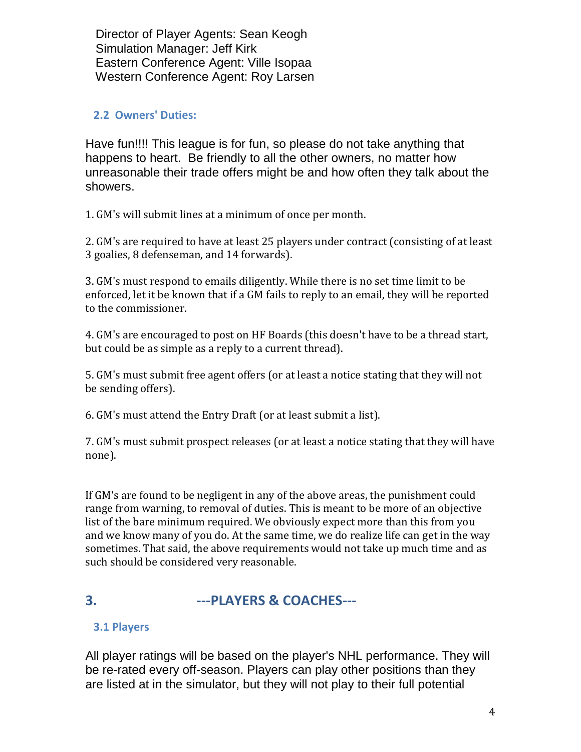Director of Player Agents: Sean Keogh
Simulation Manager: Jeff Kirk
Eastern Conference Agent: Ville Isopaa
Western Conference Agent: Roy Larsen

### 2.2 Owners' Duties:

Have fun!!!! This league is for fun, so please do not take anything that happens to heart. Be friendly to all the other owners, no matter how unreasonable their trade offers might be and how often they talk about the showers.

1. GM's will submit lines at a minimum of once per month.

2. GM's are required to have at least 25 players under contract (consisting of at least 3 goalies, 8 defenseman, and 14 forwards).

3. GM's must respond to emails diligently. While there is no set time limit to be enforced, let it be known that if a GM fails to reply to an email, they will be reported to the commissioner.

4. GM's are encouraged to post on HF Boards (this doesn't have to be a thread start, but could be as simple as a reply to a current thread).

5. GM's must submit free agent offers (or at least a notice stating that they will not be sending offers).

6. GM's must attend the Entry Draft (or at least submit a list).

7. GM's must submit prospect releases (or at least a notice stating that they will have none).

If GM's are found to be negligent in any of the above areas, the punishment could range from warning, to removal of duties. This is meant to be more of an objective list of the bare minimum required. We obviously expect more than this from you and we know many of you do. At the same time, we do realize life can get in the way sometimes. That said, the above requirements would not take up much time and as such should be considered very reasonable.

## 3. ---PLAYERS & COACHES---

### 3.1 Players

All player ratings will be based on the player's NHL performance. They will be re-rated every off-season. Players can play other positions than they are listed at in the simulator, but they will not play to their full potential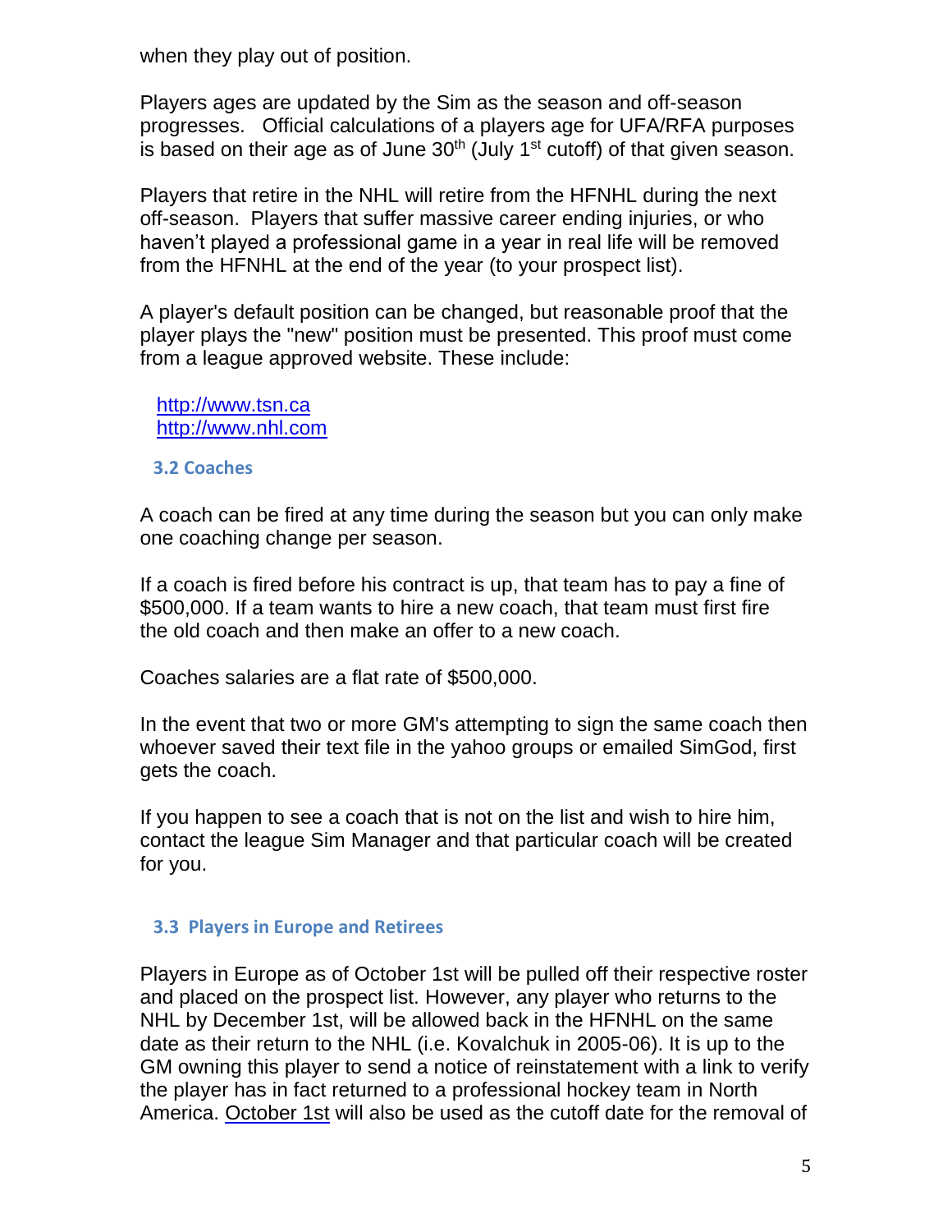when they play out of position.

Players ages are updated by the Sim as the season and off-season progresses. Official calculations of a players age for UFA/RFA purposes is based on their age as of June 30th (July 1st cutoff) of that given season.

Players that retire in the NHL will retire from the HFNHL during the next off-season. Players that suffer massive career ending injuries, or who haven't played a professional game in a year in real life will be removed from the HFNHL at the end of the year (to your prospect list).

A player's default position can be changed, but reasonable proof that the player plays the "new" position must be presented. This proof must come from a league approved website. These include:

http://www.tsn.ca
http://www.nhl.com

### 3.2 Coaches

A coach can be fired at any time during the season but you can only make one coaching change per season.

If a coach is fired before his contract is up, that team has to pay a fine of $500,000. If a team wants to hire a new coach, that team must first fire the old coach and then make an offer to a new coach.

Coaches salaries are a flat rate of $500,000.

In the event that two or more GM's attempting to sign the same coach then whoever saved their text file in the yahoo groups or emailed SimGod, first gets the coach.

If you happen to see a coach that is not on the list and wish to hire him, contact the league Sim Manager and that particular coach will be created for you.

### 3.3 Players in Europe and Retirees

Players in Europe as of October 1st will be pulled off their respective roster and placed on the prospect list. However, any player who returns to the NHL by December 1st, will be allowed back in the HFNHL on the same date as their return to the NHL (i.e. Kovalchuk in 2005-06). It is up to the GM owning this player to send a notice of reinstatement with a link to verify the player has in fact returned to a professional hockey team in North America. October 1st will also be used as the cutoff date for the removal of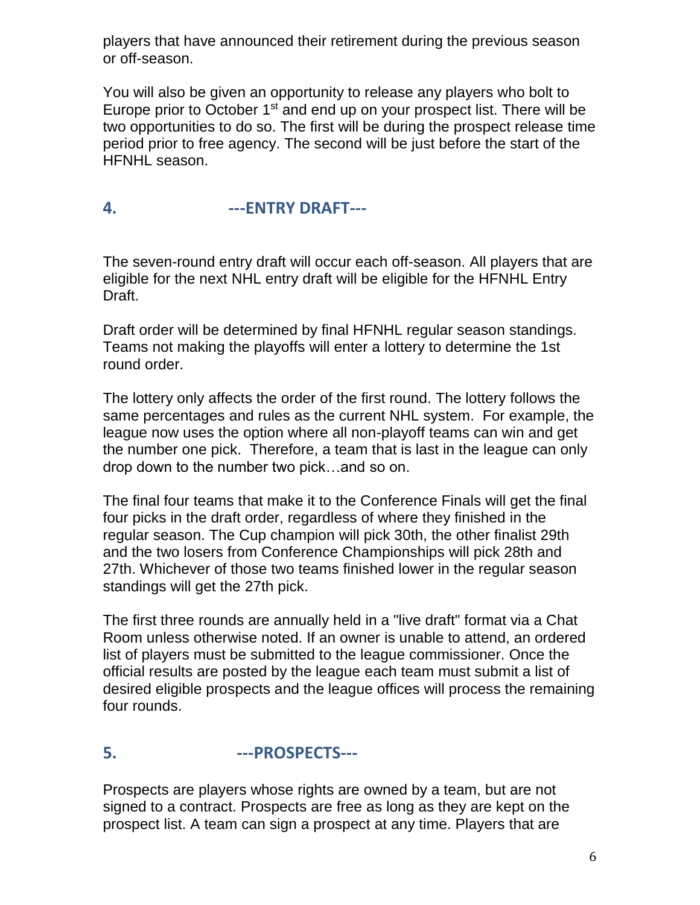players that have announced their retirement during the previous season or off-season.

You will also be given an opportunity to release any players who bolt to Europe prior to October 1st and end up on your prospect list. There will be two opportunities to do so. The first will be during the prospect release time period prior to free agency. The second will be just before the start of the HFNHL season.

## 4. ---ENTRY DRAFT---

The seven-round entry draft will occur each off-season. All players that are eligible for the next NHL entry draft will be eligible for the HFNHL Entry Draft.

Draft order will be determined by final HFNHL regular season standings. Teams not making the playoffs will enter a lottery to determine the 1st round order.

The lottery only affects the order of the first round. The lottery follows the same percentages and rules as the current NHL system. For example, the league now uses the option where all non-playoff teams can win and get the number one pick. Therefore, a team that is last in the league can only drop down to the number two pick…and so on.

The final four teams that make it to the Conference Finals will get the final four picks in the draft order, regardless of where they finished in the regular season. The Cup champion will pick 30th, the other finalist 29th and the two losers from Conference Championships will pick 28th and 27th. Whichever of those two teams finished lower in the regular season standings will get the 27th pick.

The first three rounds are annually held in a "live draft" format via a Chat Room unless otherwise noted. If an owner is unable to attend, an ordered list of players must be submitted to the league commissioner. Once the official results are posted by the league each team must submit a list of desired eligible prospects and the league offices will process the remaining four rounds.

## 5. ---PROSPECTS---

Prospects are players whose rights are owned by a team, but are not signed to a contract. Prospects are free as long as they are kept on the prospect list. A team can sign a prospect at any time. Players that are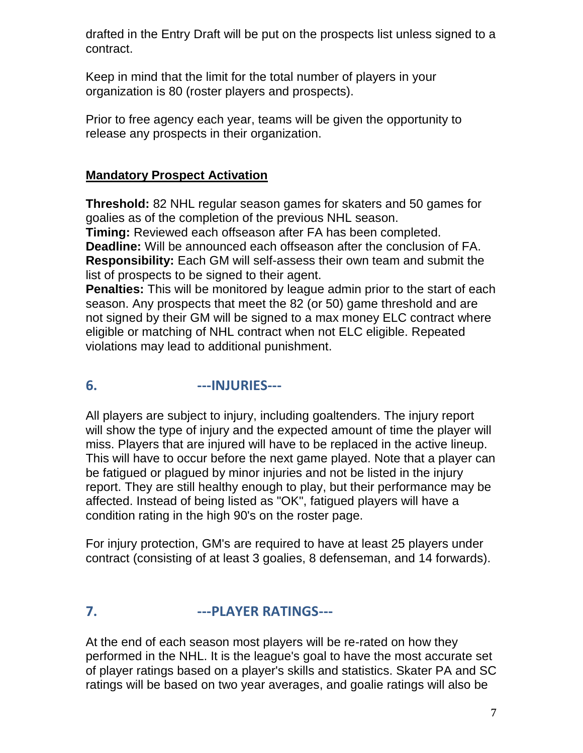drafted in the Entry Draft will be put on the prospects list unless signed to a contract.

Keep in mind that the limit for the total number of players in your organization is 80 (roster players and prospects).

Prior to free agency each year, teams will be given the opportunity to release any prospects in their organization.

**Mandatory Prospect Activation**

**Threshold:** 82 NHL regular season games for skaters and 50 games for goalies as of the completion of the previous NHL season.
**Timing:** Reviewed each offseason after FA has been completed.
**Deadline:** Will be announced each offseason after the conclusion of FA.
**Responsibility:** Each GM will self-assess their own team and submit the list of prospects to be signed to their agent.
**Penalties:** This will be monitored by league admin prior to the start of each season. Any prospects that meet the 82 (or 50) game threshold and are not signed by their GM will be signed to a max money ELC contract where eligible or matching of NHL contract when not ELC eligible. Repeated violations may lead to additional punishment.

## 6. ---INJURIES---

All players are subject to injury, including goaltenders. The injury report will show the type of injury and the expected amount of time the player will miss. Players that are injured will have to be replaced in the active lineup. This will have to occur before the next game played. Note that a player can be fatigued or plagued by minor injuries and not be listed in the injury report. They are still healthy enough to play, but their performance may be affected. Instead of being listed as "OK", fatigued players will have a condition rating in the high 90's on the roster page.

For injury protection, GM's are required to have at least 25 players under contract (consisting of at least 3 goalies, 8 defenseman, and 14 forwards).

## 7. ---PLAYER RATINGS---

At the end of each season most players will be re-rated on how they performed in the NHL. It is the league's goal to have the most accurate set of player ratings based on a player's skills and statistics. Skater PA and SC ratings will be based on two year averages, and goalie ratings will also be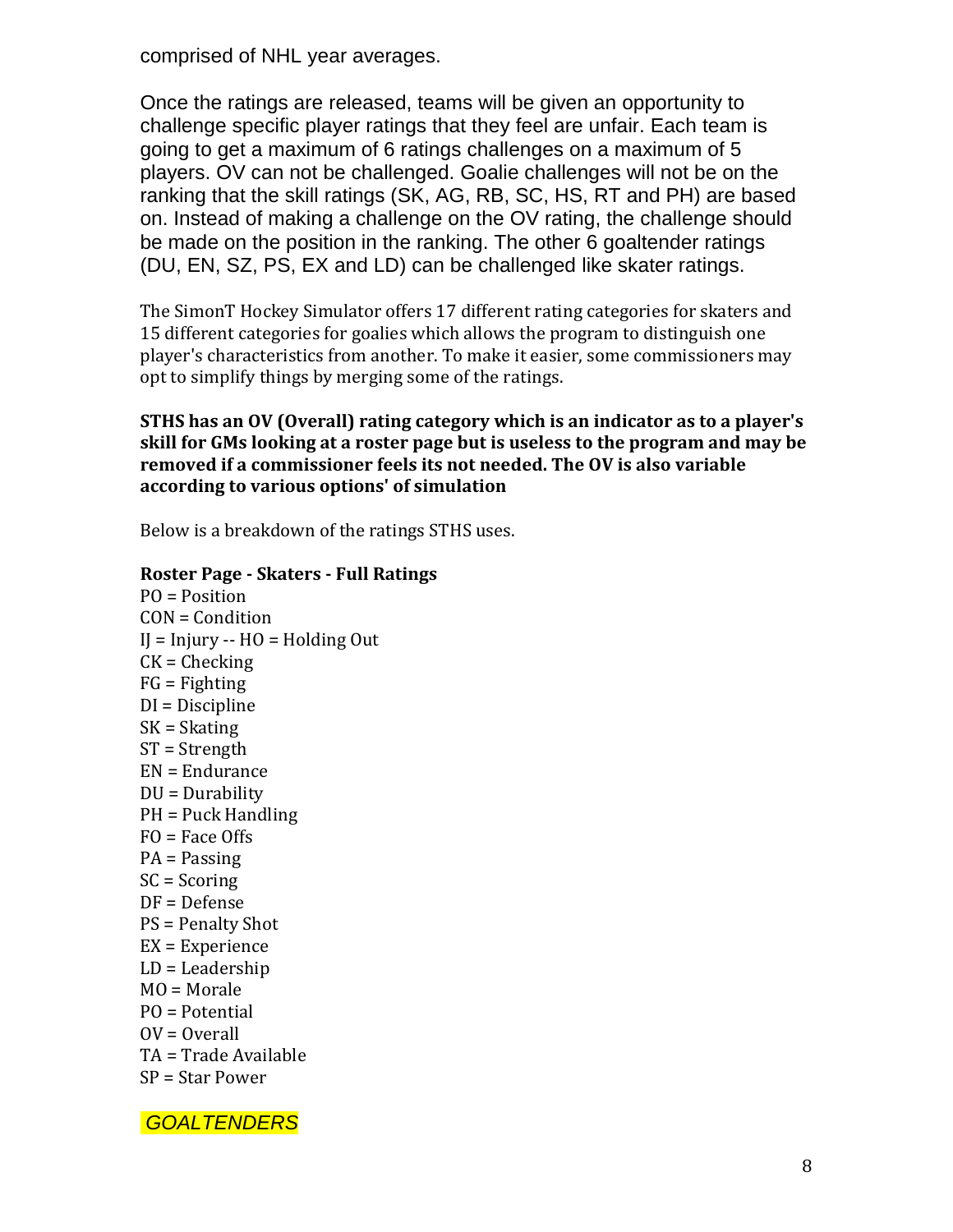comprised of NHL year averages.

Once the ratings are released, teams will be given an opportunity to challenge specific player ratings that they feel are unfair. Each team is going to get a maximum of 6 ratings challenges on a maximum of 5 players. OV can not be challenged. Goalie challenges will not be on the ranking that the skill ratings (SK, AG, RB, SC, HS, RT and PH) are based on. Instead of making a challenge on the OV rating, the challenge should be made on the position in the ranking. The other 6 goaltender ratings (DU, EN, SZ, PS, EX and LD) can be challenged like skater ratings.

The SimonT Hockey Simulator offers 17 different rating categories for skaters and 15 different categories for goalies which allows the program to distinguish one player's characteristics from another. To make it easier, some commissioners may opt to simplify things by merging some of the ratings.

**STHS has an OV (Overall) rating category which is an indicator as to a player's skill for GMs looking at a roster page but is useless to the program and may be removed if a commissioner feels its not needed. The OV is also variable according to various options' of simulation**

Below is a breakdown of the ratings STHS uses.

**Roster Page - Skaters - Full Ratings**

PO = Position
CON = Condition
IJ = Injury -- HO = Holding Out
CK = Checking
FG = Fighting
DI = Discipline
SK = Skating
ST = Strength
EN = Endurance
DU = Durability
PH = Puck Handling
FO = Face Offs
PA = Passing
SC = Scoring
DF = Defense
PS = Penalty Shot
EX = Experience
LD = Leadership
MO = Morale
PO = Potential
OV = Overall
TA = Trade Available
SP = Star Power

*GOALTENDERS*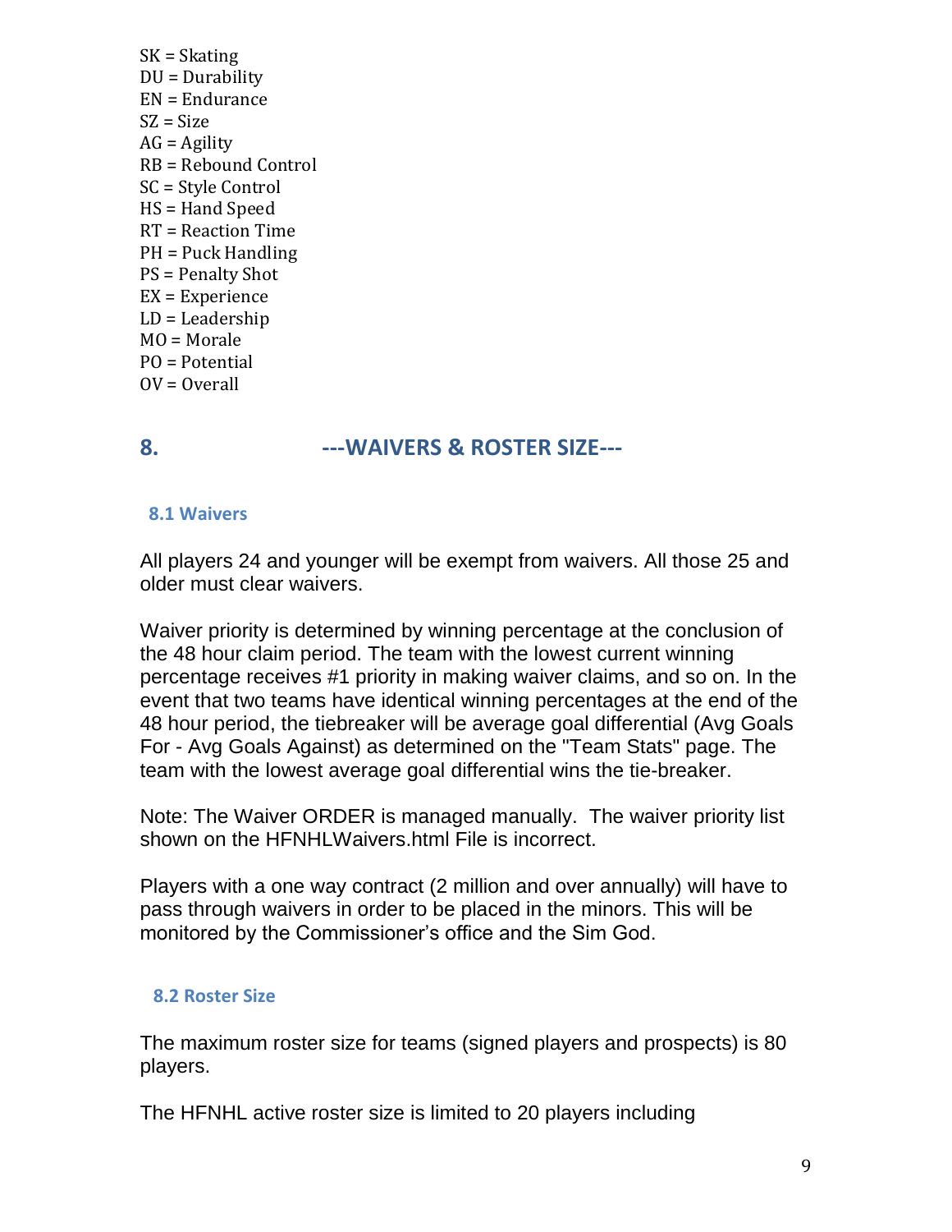SK = Skating
DU = Durability
EN = Endurance
SZ = Size
AG = Agility
RB = Rebound Control
SC = Style Control
HS = Hand Speed
RT = Reaction Time
PH = Puck Handling
PS = Penalty Shot
EX = Experience
LD = Leadership
MO = Morale
PO = Potential
OV = Overall

## 8. ---WAIVERS & ROSTER SIZE---

### 8.1 Waivers

All players 24 and younger will be exempt from waivers. All those 25 and older must clear waivers.

Waiver priority is determined by winning percentage at the conclusion of the 48 hour claim period. The team with the lowest current winning percentage receives #1 priority in making waiver claims, and so on. In the event that two teams have identical winning percentages at the end of the 48 hour period, the tiebreaker will be average goal differential (Avg Goals For - Avg Goals Against) as determined on the "Team Stats" page. The team with the lowest average goal differential wins the tie-breaker.

Note: The Waiver ORDER is managed manually. The waiver priority list shown on the HFNHLWaivers.html File is incorrect.

Players with a one way contract (2 million and over annually) will have to pass through waivers in order to be placed in the minors. This will be monitored by the Commissioner's office and the Sim God.

### 8.2 Roster Size

The maximum roster size for teams (signed players and prospects) is 80 players.

The HFNHL active roster size is limited to 20 players including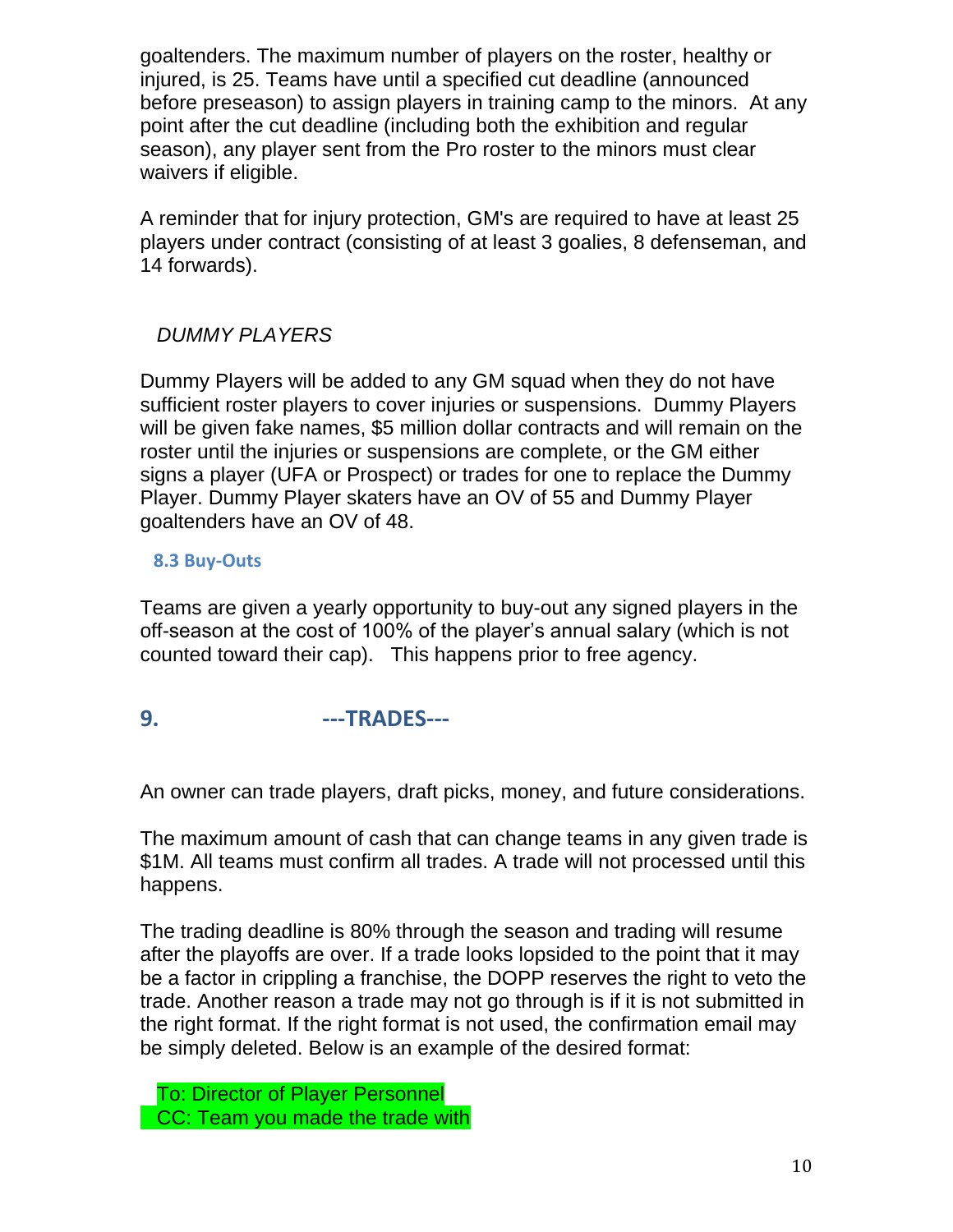goaltenders. The maximum number of players on the roster, healthy or injured, is 25. Teams have until a specified cut deadline (announced before preseason) to assign players in training camp to the minors. At any point after the cut deadline (including both the exhibition and regular season), any player sent from the Pro roster to the minors must clear waivers if eligible.

A reminder that for injury protection, GM's are required to have at least 25 players under contract (consisting of at least 3 goalies, 8 defenseman, and 14 forwards).

*DUMMY PLAYERS*

Dummy Players will be added to any GM squad when they do not have sufficient roster players to cover injuries or suspensions. Dummy Players will be given fake names, $5 million dollar contracts and will remain on the roster until the injuries or suspensions are complete, or the GM either signs a player (UFA or Prospect) or trades for one to replace the Dummy Player. Dummy Player skaters have an OV of 55 and Dummy Player goaltenders have an OV of 48.

### 8.3 Buy-Outs

Teams are given a yearly opportunity to buy-out any signed players in the off-season at the cost of 100% of the player's annual salary (which is not counted toward their cap). This happens prior to free agency.

## 9. ---TRADES---

An owner can trade players, draft picks, money, and future considerations.

The maximum amount of cash that can change teams in any given trade is $1M. All teams must confirm all trades. A trade will not processed until this happens.

The trading deadline is 80% through the season and trading will resume after the playoffs are over. If a trade looks lopsided to the point that it may be a factor in crippling a franchise, the DOPP reserves the right to veto the trade. Another reason a trade may not go through is if it is not submitted in the right format. If the right format is not used, the confirmation email may be simply deleted. Below is an example of the desired format:

To: Director of Player Personnel
CC: Team you made the trade with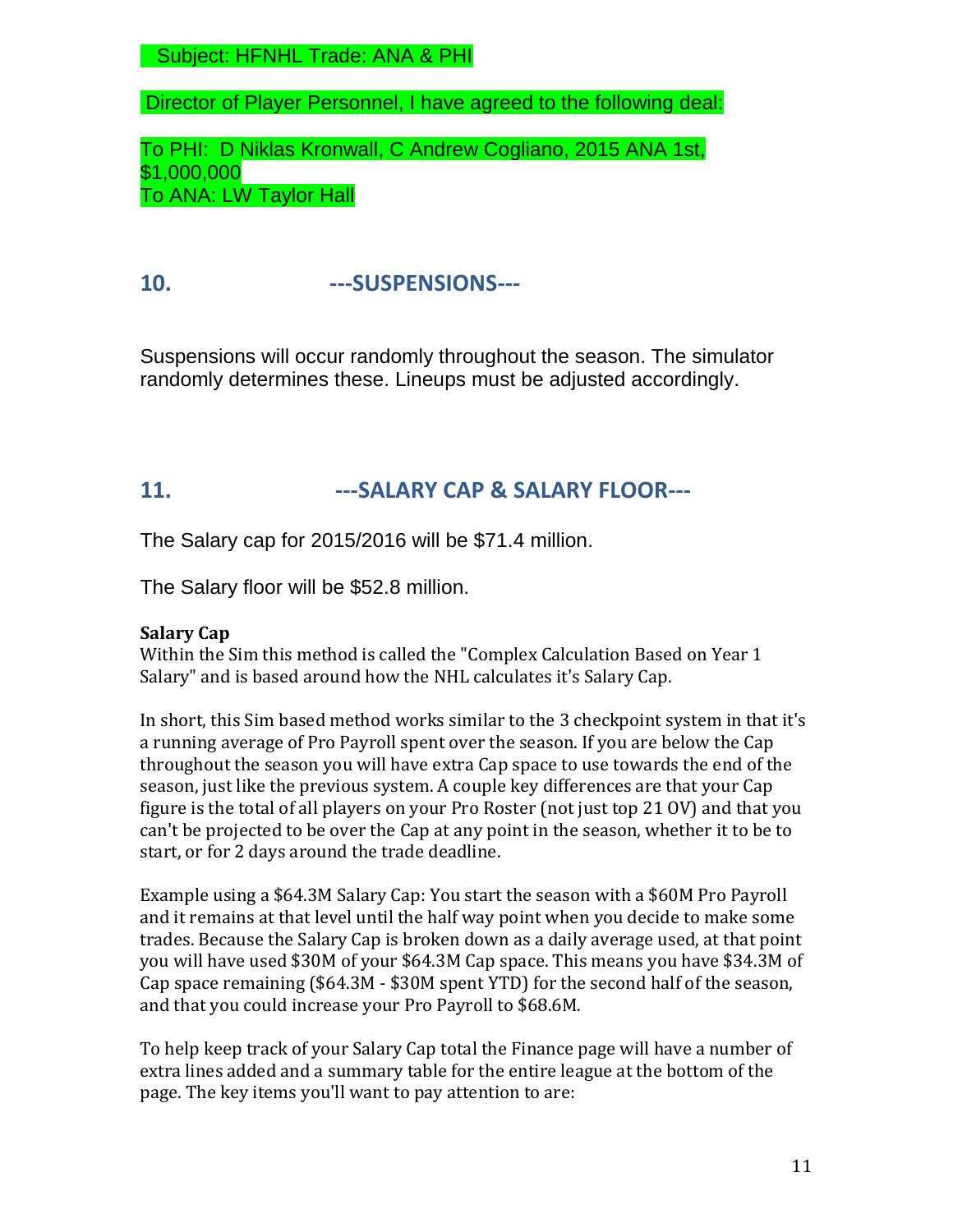Subject: HFNHL Trade: ANA & PHI

Director of Player Personnel, I have agreed to the following deal:

To PHI: D Niklas Kronwall, C Andrew Cogliano, 2015 ANA 1st, $1,000,000
To ANA: LW Taylor Hall

## 10. ---SUSPENSIONS---

Suspensions will occur randomly throughout the season. The simulator randomly determines these. Lineups must be adjusted accordingly.

## 11. ---SALARY CAP & SALARY FLOOR---

The Salary cap for 2015/2016 will be $71.4 million.

The Salary floor will be $52.8 million.

**Salary Cap**
Within the Sim this method is called the "Complex Calculation Based on Year 1 Salary" and is based around how the NHL calculates it's Salary Cap.

In short, this Sim based method works similar to the 3 checkpoint system in that it's a running average of Pro Payroll spent over the season. If you are below the Cap throughout the season you will have extra Cap space to use towards the end of the season, just like the previous system. A couple key differences are that your Cap figure is the total of all players on your Pro Roster (not just top 21 OV) and that you can't be projected to be over the Cap at any point in the season, whether it to be to start, or for 2 days around the trade deadline.

Example using a $64.3M Salary Cap: You start the season with a $60M Pro Payroll and it remains at that level until the half way point when you decide to make some trades. Because the Salary Cap is broken down as a daily average used, at that point you will have used $30M of your $64.3M Cap space. This means you have $34.3M of Cap space remaining ($64.3M - $30M spent YTD) for the second half of the season, and that you could increase your Pro Payroll to $68.6M.

To help keep track of your Salary Cap total the Finance page will have a number of extra lines added and a summary table for the entire league at the bottom of the page. The key items you'll want to pay attention to are: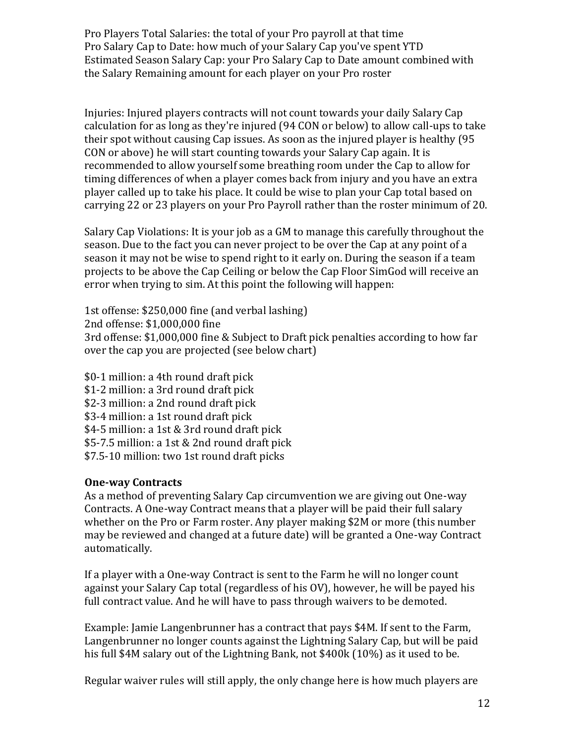Pro Players Total Salaries: the total of your Pro payroll at that time
Pro Salary Cap to Date: how much of your Salary Cap you've spent YTD
Estimated Season Salary Cap: your Pro Salary Cap to Date amount combined with the Salary Remaining amount for each player on your Pro roster

Injuries: Injured players contracts will not count towards your daily Salary Cap calculation for as long as they're injured (94 CON or below) to allow call-ups to take their spot without causing Cap issues. As soon as the injured player is healthy (95 CON or above) he will start counting towards your Salary Cap again. It is recommended to allow yourself some breathing room under the Cap to allow for timing differences of when a player comes back from injury and you have an extra player called up to take his place. It could be wise to plan your Cap total based on carrying 22 or 23 players on your Pro Payroll rather than the roster minimum of 20.

Salary Cap Violations: It is your job as a GM to manage this carefully throughout the season. Due to the fact you can never project to be over the Cap at any point of a season it may not be wise to spend right to it early on. During the season if a team projects to be above the Cap Ceiling or below the Cap Floor SimGod will receive an error when trying to sim. At this point the following will happen:

1st offense: $250,000 fine (and verbal lashing)
2nd offense: $1,000,000 fine
3rd offense: $1,000,000 fine & Subject to Draft pick penalties according to how far over the cap you are projected (see below chart)

$0-1 million: a 4th round draft pick
$1-2 million: a 3rd round draft pick
$2-3 million: a 2nd round draft pick
$3-4 million: a 1st round draft pick
$4-5 million: a 1st & 3rd round draft pick
$5-7.5 million: a 1st & 2nd round draft pick
$7.5-10 million: two 1st round draft picks

**One-way Contracts**
As a method of preventing Salary Cap circumvention we are giving out One-way Contracts. A One-way Contract means that a player will be paid their full salary whether on the Pro or Farm roster. Any player making $2M or more (this number may be reviewed and changed at a future date) will be granted a One-way Contract automatically.

If a player with a One-way Contract is sent to the Farm he will no longer count against your Salary Cap total (regardless of his OV), however, he will be payed his full contract value. And he will have to pass through waivers to be demoted.

Example: Jamie Langenbrunner has a contract that pays $4M. If sent to the Farm, Langenbrunner no longer counts against the Lightning Salary Cap, but will be paid his full $4M salary out of the Lightning Bank, not $400k (10%) as it used to be.

Regular waiver rules will still apply, the only change here is how much players are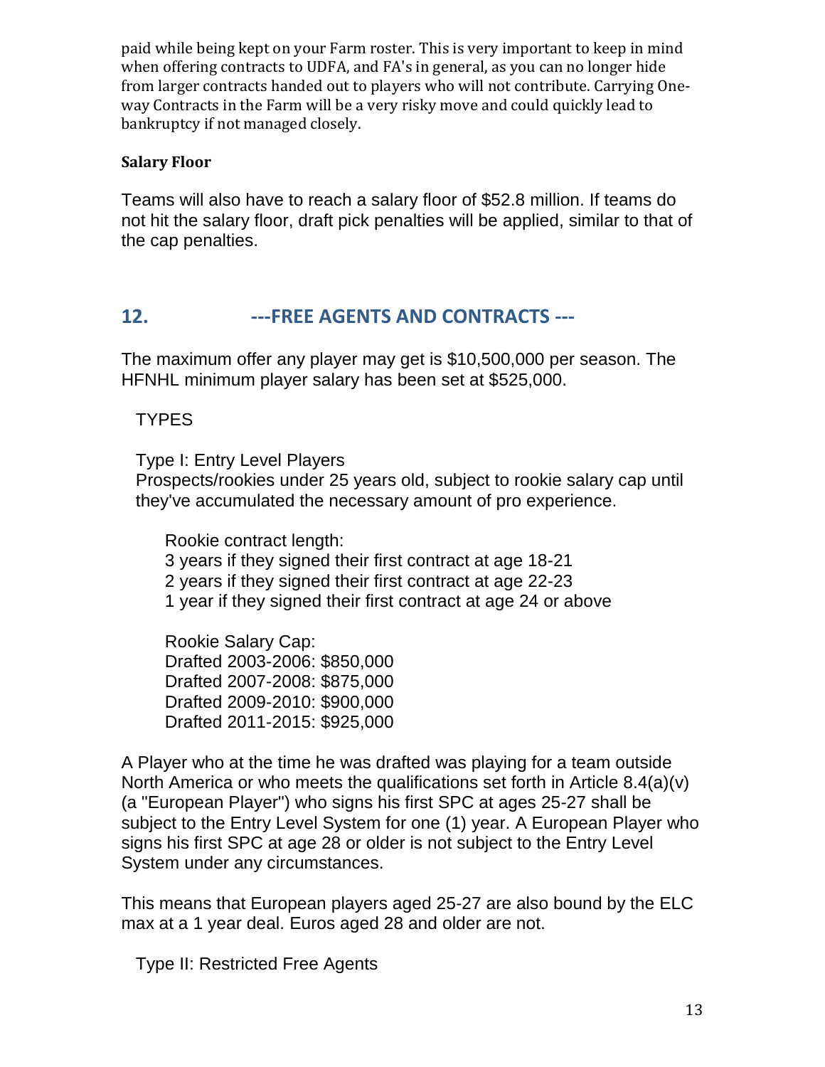paid while being kept on your Farm roster. This is very important to keep in mind when offering contracts to UDFA, and FA's in general, as you can no longer hide from larger contracts handed out to players who will not contribute. Carrying One-way Contracts in the Farm will be a very risky move and could quickly lead to bankruptcy if not managed closely.

**Salary Floor**

Teams will also have to reach a salary floor of $52.8 million. If teams do not hit the salary floor, draft pick penalties will be applied, similar to that of the cap penalties.

## 12. ---FREE AGENTS AND CONTRACTS ---

The maximum offer any player may get is $10,500,000 per season. The HFNHL minimum player salary has been set at $525,000.

TYPES

Type I: Entry Level Players
Prospects/rookies under 25 years old, subject to rookie salary cap until they've accumulated the necessary amount of pro experience.

Rookie contract length:
3 years if they signed their first contract at age 18-21
2 years if they signed their first contract at age 22-23
1 year if they signed their first contract at age 24 or above

Rookie Salary Cap:
Drafted 2003-2006: $850,000
Drafted 2007-2008: $875,000
Drafted 2009-2010: $900,000
Drafted 2011-2015: $925,000

A Player who at the time he was drafted was playing for a team outside North America or who meets the qualifications set forth in Article 8.4(a)(v) (a "European Player") who signs his first SPC at ages 25-27 shall be subject to the Entry Level System for one (1) year. A European Player who signs his first SPC at age 28 or older is not subject to the Entry Level System under any circumstances.

This means that European players aged 25-27 are also bound by the ELC max at a 1 year deal. Euros aged 28 and older are not.

Type II: Restricted Free Agents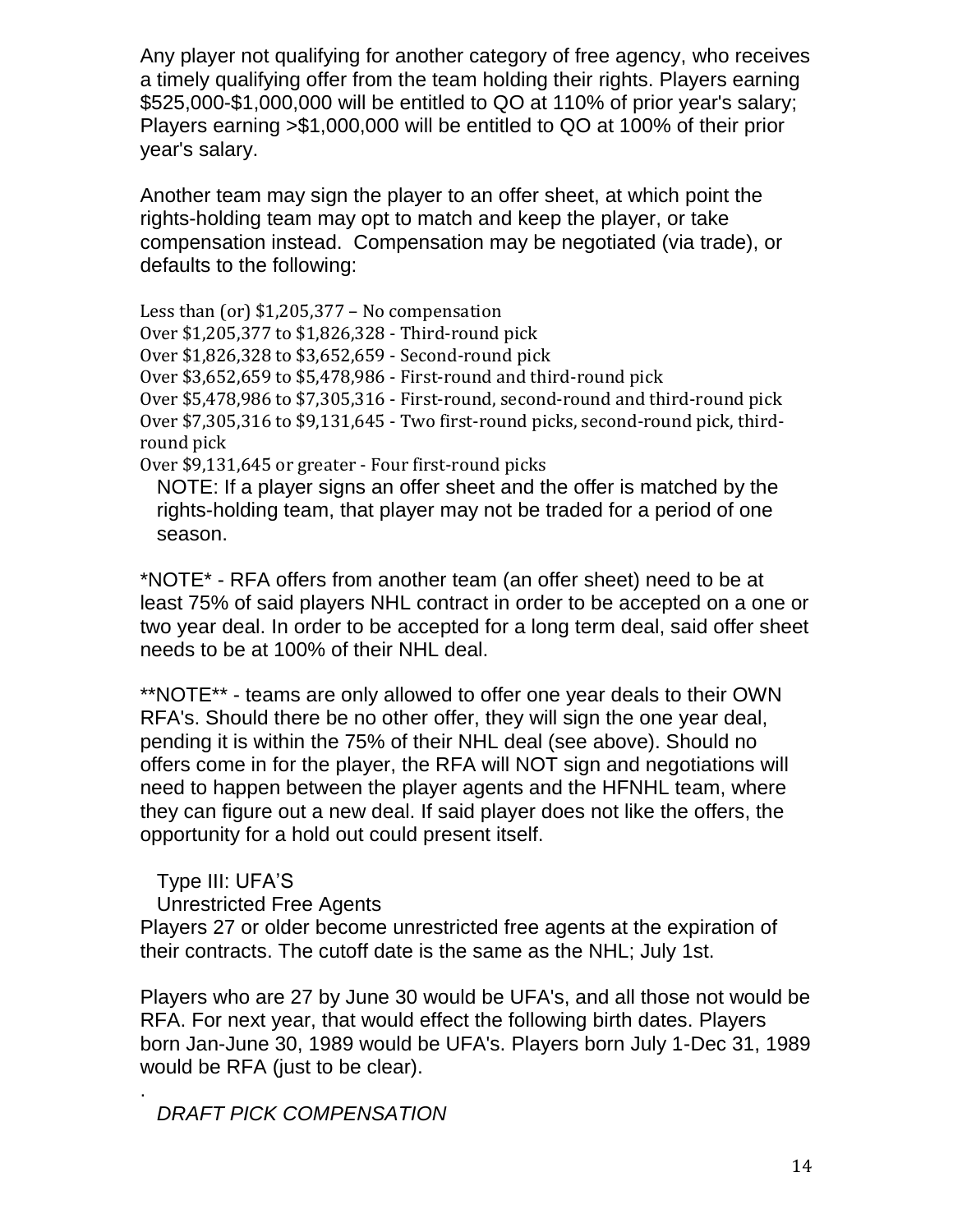Any player not qualifying for another category of free agency, who receives a timely qualifying offer from the team holding their rights. Players earning $525,000-$1,000,000 will be entitled to QO at 110% of prior year's salary; Players earning >$1,000,000 will be entitled to QO at 100% of their prior year's salary.

Another team may sign the player to an offer sheet, at which point the rights-holding team may opt to match and keep the player, or take compensation instead. Compensation may be negotiated (via trade), or defaults to the following:

Less than (or) $1,205,377 – No compensation
Over $1,205,377 to $1,826,328 - Third-round pick
Over $1,826,328 to $3,652,659 - Second-round pick
Over $3,652,659 to $5,478,986 - First-round and third-round pick
Over $5,478,986 to $7,305,316 - First-round, second-round and third-round pick
Over $7,305,316 to $9,131,645 - Two first-round picks, second-round pick, third-round pick
Over $9,131,645 or greater - Four first-round picks

NOTE: If a player signs an offer sheet and the offer is matched by the rights-holding team, that player may not be traded for a period of one season.

*NOTE* - RFA offers from another team (an offer sheet) need to be at least 75% of said players NHL contract in order to be accepted on a one or two year deal. In order to be accepted for a long term deal, said offer sheet needs to be at 100% of their NHL deal.

**NOTE** - teams are only allowed to offer one year deals to their OWN RFA's. Should there be no other offer, they will sign the one year deal, pending it is within the 75% of their NHL deal (see above). Should no offers come in for the player, the RFA will NOT sign and negotiations will need to happen between the player agents and the HFNHL team, where they can figure out a new deal. If said player does not like the offers, the opportunity for a hold out could present itself.

Type III: UFA'S

Unrestricted Free Agents

Players 27 or older become unrestricted free agents at the expiration of their contracts. The cutoff date is the same as the NHL; July 1st.

Players who are 27 by June 30 would be UFA's, and all those not would be RFA. For next year, that would effect the following birth dates. Players born Jan-June 30, 1989 would be UFA's. Players born July 1-Dec 31, 1989 would be RFA (just to be clear).

.

*DRAFT PICK COMPENSATION*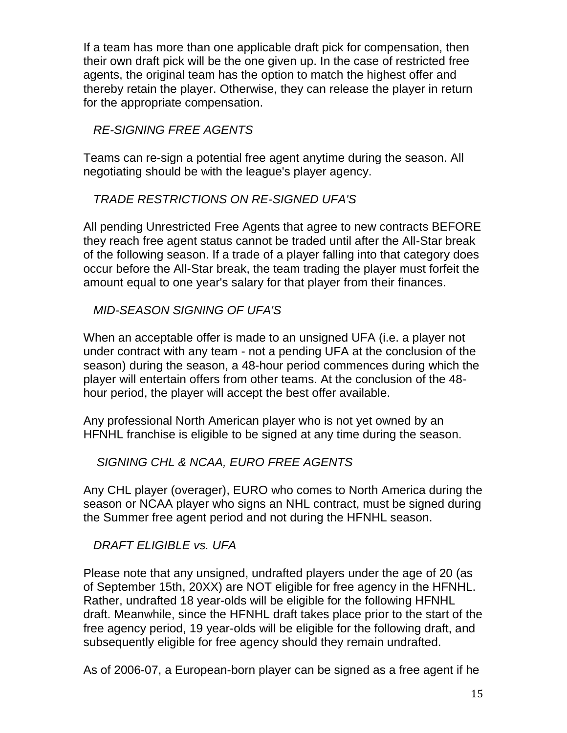If a team has more than one applicable draft pick for compensation, then their own draft pick will be the one given up. In the case of restricted free agents, the original team has the option to match the highest offer and thereby retain the player. Otherwise, they can release the player in return for the appropriate compensation.

### *RE-SIGNING FREE AGENTS*

Teams can re-sign a potential free agent anytime during the season. All negotiating should be with the league's player agency.

### *TRADE RESTRICTIONS ON RE-SIGNED UFA'S*

All pending Unrestricted Free Agents that agree to new contracts BEFORE they reach free agent status cannot be traded until after the All-Star break of the following season. If a trade of a player falling into that category does occur before the All-Star break, the team trading the player must forfeit the amount equal to one year's salary for that player from their finances.

### *MID-SEASON SIGNING OF UFA'S*

When an acceptable offer is made to an unsigned UFA (i.e. a player not under contract with any team - not a pending UFA at the conclusion of the season) during the season, a 48-hour period commences during which the player will entertain offers from other teams. At the conclusion of the 48-hour period, the player will accept the best offer available.

Any professional North American player who is not yet owned by an HFNHL franchise is eligible to be signed at any time during the season.

### *SIGNING CHL & NCAA, EURO FREE AGENTS*

Any CHL player (overager), EURO who comes to North America during the season or NCAA player who signs an NHL contract, must be signed during the Summer free agent period and not during the HFNHL season.

### *DRAFT ELIGIBLE vs. UFA*

Please note that any unsigned, undrafted players under the age of 20 (as of September 15th, 20XX) are NOT eligible for free agency in the HFNHL. Rather, undrafted 18 year-olds will be eligible for the following HFNHL draft. Meanwhile, since the HFNHL draft takes place prior to the start of the free agency period, 19 year-olds will be eligible for the following draft, and subsequently eligible for free agency should they remain undrafted.

As of 2006-07, a European-born player can be signed as a free agent if he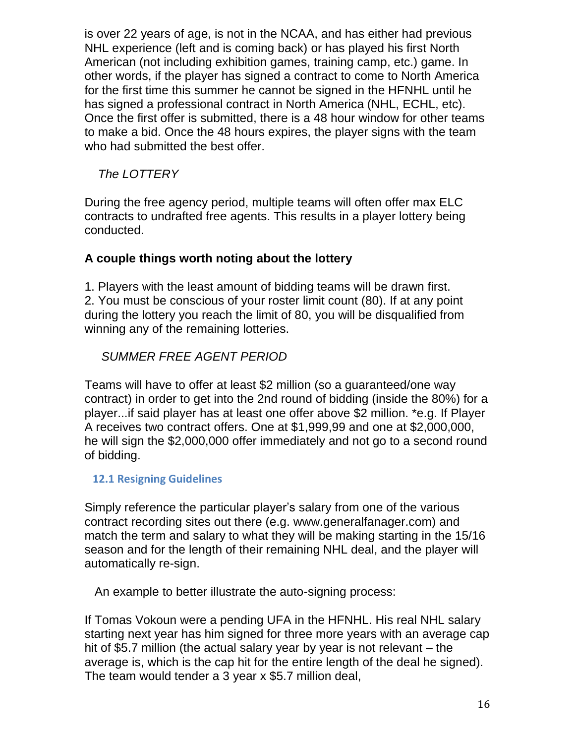is over 22 years of age, is not in the NCAA, and has either had previous NHL experience (left and is coming back) or has played his first North American (not including exhibition games, training camp, etc.) game. In other words, if the player has signed a contract to come to North America for the first time this summer he cannot be signed in the HFNHL until he has signed a professional contract in North America (NHL, ECHL, etc). Once the first offer is submitted, there is a 48 hour window for other teams to make a bid. Once the 48 hours expires, the player signs with the team who had submitted the best offer.

*The LOTTERY*

During the free agency period, multiple teams will often offer max ELC contracts to undrafted free agents. This results in a player lottery being conducted.

**A couple things worth noting about the lottery**

1. Players with the least amount of bidding teams will be drawn first.
2. You must be conscious of your roster limit count (80). If at any point during the lottery you reach the limit of 80, you will be disqualified from winning any of the remaining lotteries.

*SUMMER FREE AGENT PERIOD*

Teams will have to offer at least $2 million (so a guaranteed/one way contract) in order to get into the 2nd round of bidding (inside the 80%) for a player...if said player has at least one offer above $2 million. *e.g. If Player A receives two contract offers. One at $1,999,99 and one at $2,000,000, he will sign the $2,000,000 offer immediately and not go to a second round of bidding.

### 12.1 Resigning Guidelines

Simply reference the particular player's salary from one of the various contract recording sites out there (e.g. www.generalfanager.com) and match the term and salary to what they will be making starting in the 15/16 season and for the length of their remaining NHL deal, and the player will automatically re-sign.

An example to better illustrate the auto-signing process:

If Tomas Vokoun were a pending UFA in the HFNHL. His real NHL salary starting next year has him signed for three more years with an average cap hit of $5.7 million (the actual salary year by year is not relevant – the average is, which is the cap hit for the entire length of the deal he signed). The team would tender a 3 year x $5.7 million deal,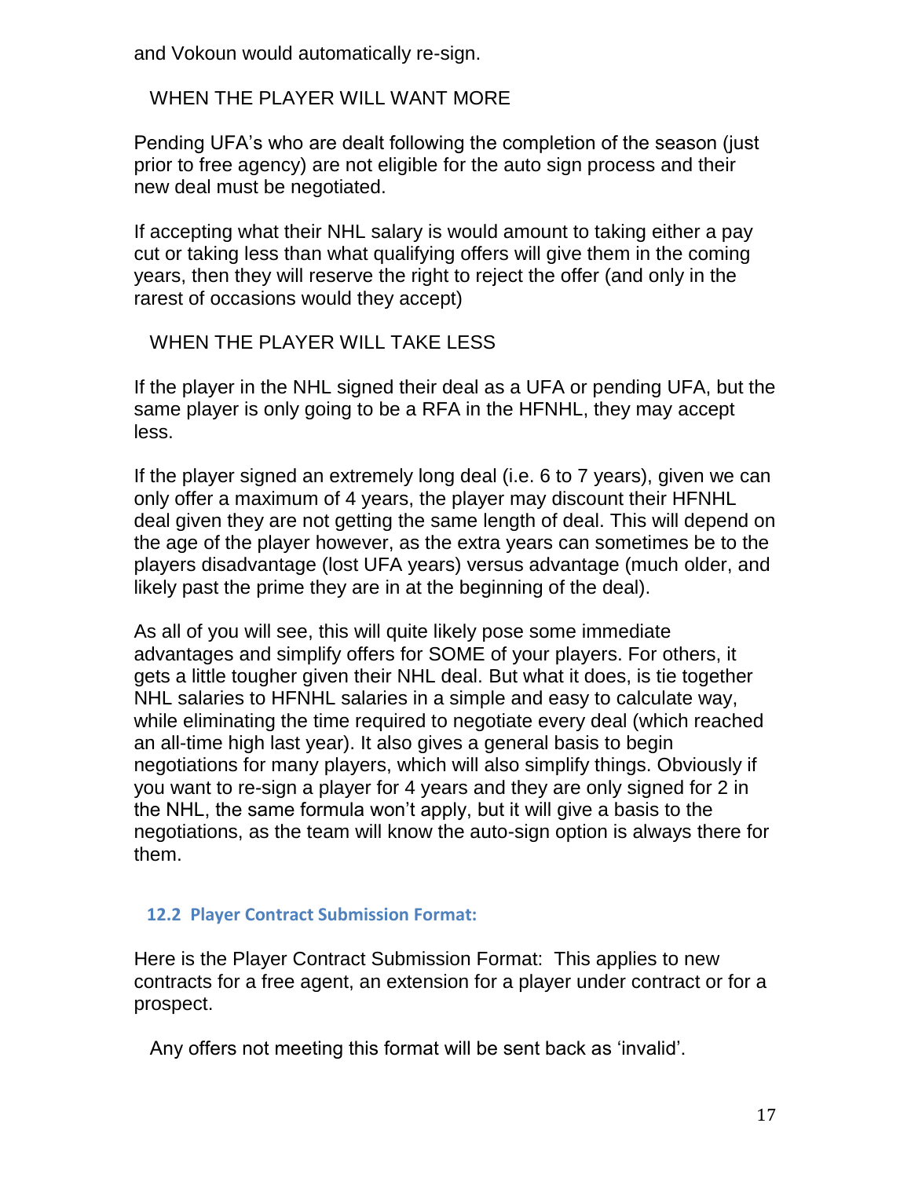and Vokoun would automatically re-sign.

WHEN THE PLAYER WILL WANT MORE

Pending UFA's who are dealt following the completion of the season (just prior to free agency) are not eligible for the auto sign process and their new deal must be negotiated.

If accepting what their NHL salary is would amount to taking either a pay cut or taking less than what qualifying offers will give them in the coming years, then they will reserve the right to reject the offer (and only in the rarest of occasions would they accept)

WHEN THE PLAYER WILL TAKE LESS

If the player in the NHL signed their deal as a UFA or pending UFA, but the same player is only going to be a RFA in the HFNHL, they may accept less.

If the player signed an extremely long deal (i.e. 6 to 7 years), given we can only offer a maximum of 4 years, the player may discount their HFNHL deal given they are not getting the same length of deal. This will depend on the age of the player however, as the extra years can sometimes be to the players disadvantage (lost UFA years) versus advantage (much older, and likely past the prime they are in at the beginning of the deal).

As all of you will see, this will quite likely pose some immediate advantages and simplify offers for SOME of your players. For others, it gets a little tougher given their NHL deal. But what it does, is tie together NHL salaries to HFNHL salaries in a simple and easy to calculate way, while eliminating the time required to negotiate every deal (which reached an all-time high last year). It also gives a general basis to begin negotiations for many players, which will also simplify things. Obviously if you want to re-sign a player for 4 years and they are only signed for 2 in the NHL, the same formula won't apply, but it will give a basis to the negotiations, as the team will know the auto-sign option is always there for them.

### 12.2 Player Contract Submission Format:

Here is the Player Contract Submission Format: This applies to new contracts for a free agent, an extension for a player under contract or for a prospect.

Any offers not meeting this format will be sent back as 'invalid'.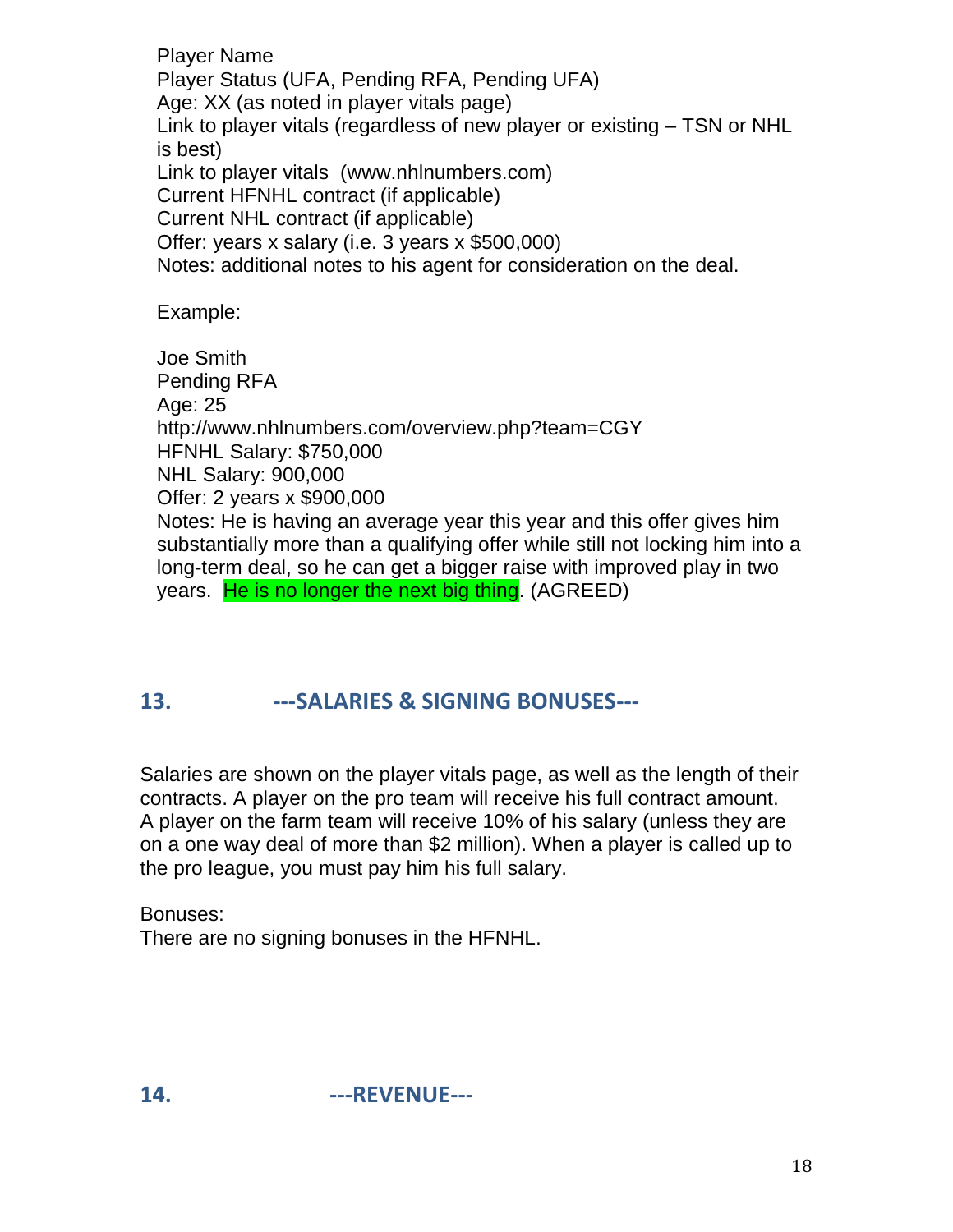Player Name
Player Status (UFA, Pending RFA, Pending UFA)
Age: XX (as noted in player vitals page)
Link to player vitals (regardless of new player or existing – TSN or NHL is best)
Link to player vitals (www.nhlnumbers.com)
Current HFNHL contract (if applicable)
Current NHL contract (if applicable)
Offer: years x salary (i.e. 3 years x $500,000)
Notes: additional notes to his agent for consideration on the deal.

Example:

Joe Smith
Pending RFA
Age: 25
http://www.nhlnumbers.com/overview.php?team=CGY
HFNHL Salary: $750,000
NHL Salary: 900,000
Offer: 2 years x $900,000
Notes: He is having an average year this year and this offer gives him substantially more than a qualifying offer while still not locking him into a long-term deal, so he can get a bigger raise with improved play in two years. He is no longer the next big thing. (AGREED)

## 13. ---SALARIES & SIGNING BONUSES---

Salaries are shown on the player vitals page, as well as the length of their contracts. A player on the pro team will receive his full contract amount. A player on the farm team will receive 10% of his salary (unless they are on a one way deal of more than $2 million). When a player is called up to the pro league, you must pay him his full salary.

Bonuses:
There are no signing bonuses in the HFNHL.

## 14. ---REVENUE---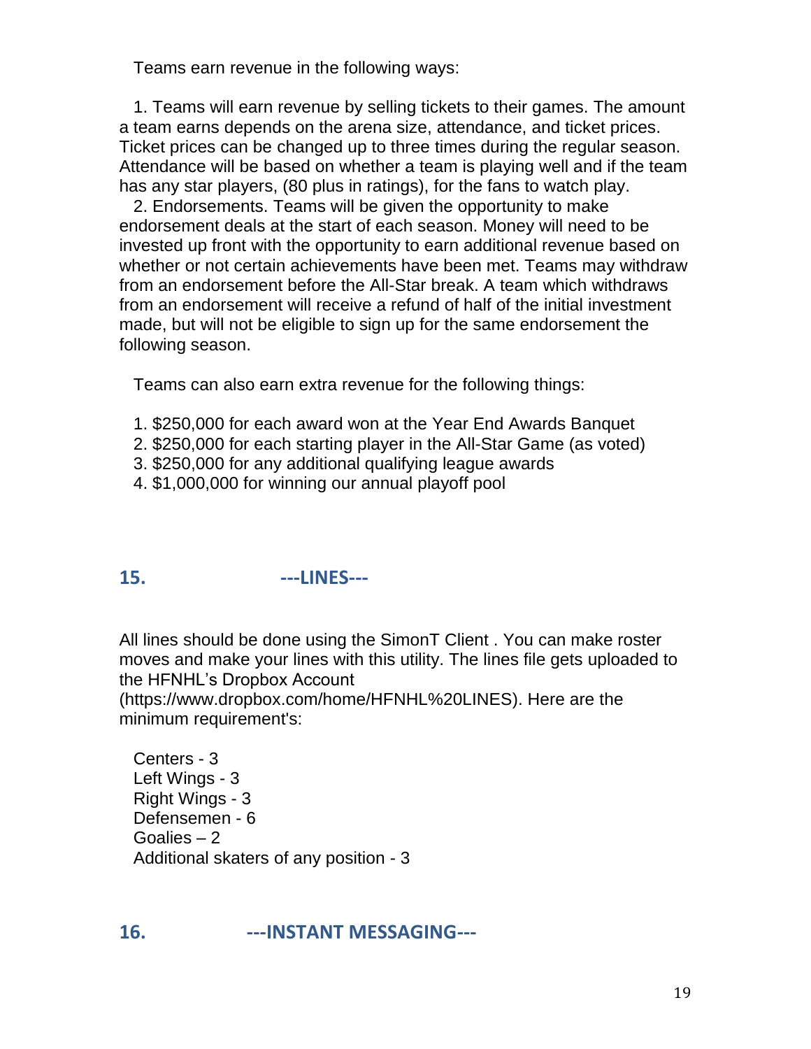Teams earn revenue in the following ways:

1. Teams will earn revenue by selling tickets to their games. The amount a team earns depends on the arena size, attendance, and ticket prices. Ticket prices can be changed up to three times during the regular season. Attendance will be based on whether a team is playing well and if the team has any star players, (80 plus in ratings), for the fans to watch play.
2. Endorsements. Teams will be given the opportunity to make endorsement deals at the start of each season. Money will need to be invested up front with the opportunity to earn additional revenue based on whether or not certain achievements have been met. Teams may withdraw from an endorsement before the All-Star break. A team which withdraws from an endorsement will receive a refund of half of the initial investment made, but will not be eligible to sign up for the same endorsement the following season.

Teams can also earn extra revenue for the following things:

1. $250,000 for each award won at the Year End Awards Banquet
2. $250,000 for each starting player in the All-Star Game (as voted)
3. $250,000 for any additional qualifying league awards
4. $1,000,000 for winning our annual playoff pool

## 15. ---LINES---

All lines should be done using the SimonT Client . You can make roster moves and make your lines with this utility. The lines file gets uploaded to the HFNHL's Dropbox Account (https://www.dropbox.com/home/HFNHL%20LINES). Here are the minimum requirement's:

Centers - 3
Left Wings - 3
Right Wings - 3
Defensemen - 6
Goalies – 2
Additional skaters of any position - 3

## 16. ---INSTANT MESSAGING---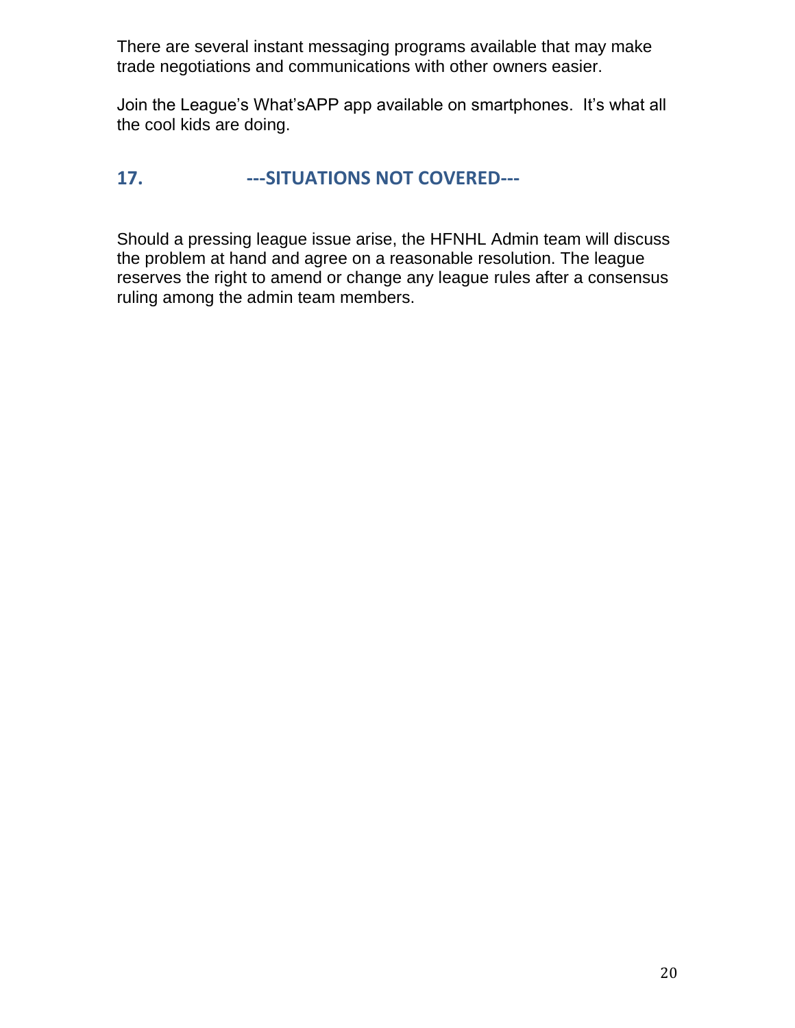There are several instant messaging programs available that may make trade negotiations and communications with other owners easier.

Join the League's What'sAPP app available on smartphones. It's what all the cool kids are doing.

## 17. ---SITUATIONS NOT COVERED---

Should a pressing league issue arise, the HFNHL Admin team will discuss the problem at hand and agree on a reasonable resolution. The league reserves the right to amend or change any league rules after a consensus ruling among the admin team members.